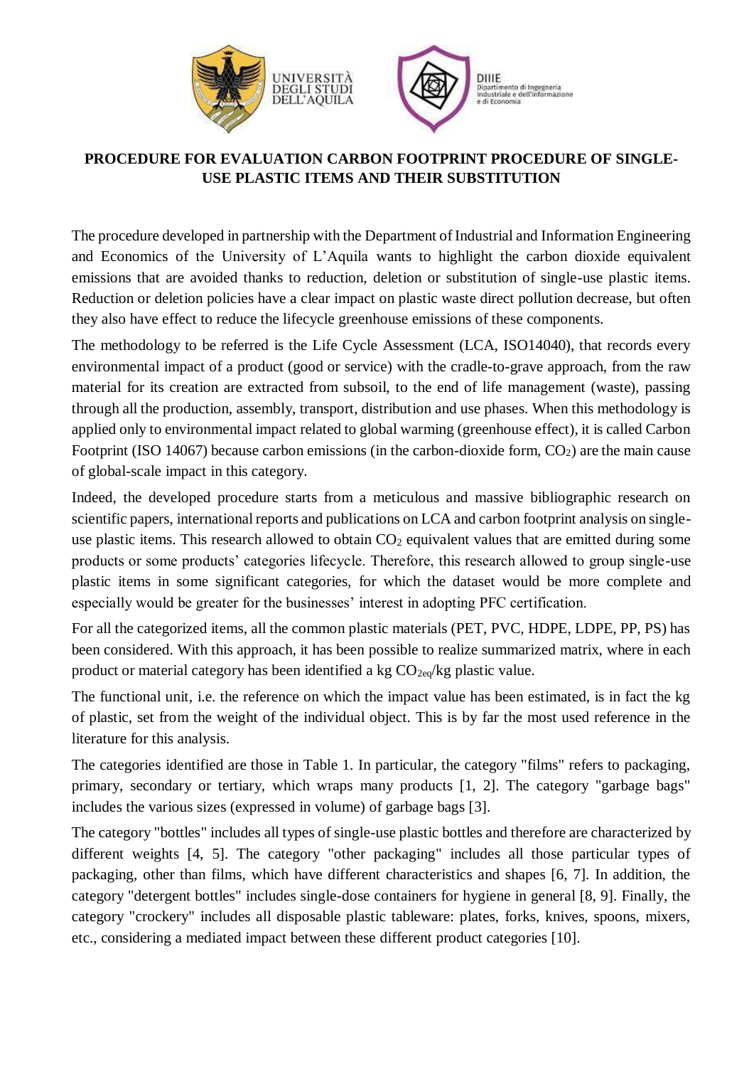# PROCEDURE FOR EVALUATION CARBON FOOTPRINT PROCEDURE OF SINGLE-USE PLASTIC ITEMS AND THEIR SUBSTITUTION

The procedure developed in partnership with the Department of Industrial and Information Engineering and Economics of the University of L'Aquila wants to highlight the carbon dioxide equivalent emissions that are avoided thanks to reduction, deletion or substitution of single-use plastic items. Reduction or deletion policies have a clear impact on plastic waste direct pollution decrease, but often they also have effect to reduce the lifecycle greenhouse emissions of these components.

The methodology to be referred is the Life Cycle Assessment (LCA, ISO14040), that records every environmental impact of a product (good or service) with the cradle-to-grave approach, from the raw material for its creation are extracted from subsoil, to the end of life management (waste), passing through all the production, assembly, transport, distribution and use phases. When this methodology is applied only to environmental impact related to global warming (greenhouse effect), it is called Carbon Footprint (ISO 14067) because carbon emissions (in the carbon-dioxide form, $CO_2$) are the main cause of global-scale impact in this category.

Indeed, the developed procedure starts from a meticulous and massive bibliographic research on scientific papers, international reports and publications on LCA and carbon footprint analysis on single-use plastic items. This research allowed to obtain $CO_2$ equivalent values that are emitted during some products or some products' categories lifecycle. Therefore, this research allowed to group single-use plastic items in some significant categories, for which the dataset would be more complete and especially would be greater for the businesses' interest in adopting PFC certification.

For all the categorized items, all the common plastic materials (PET, PVC, HDPE, LDPE, PP, PS) has been considered. With this approach, it has been possible to realize summarized matrix, where in each product or material category has been identified a kg $CO_{2eq}$/kg plastic value.

The functional unit, i.e. the reference on which the impact value has been estimated, is in fact the kg of plastic, set from the weight of the individual object. This is by far the most used reference in the literature for this analysis.

The categories identified are those in Table 1. In particular, the category "films" refers to packaging, primary, secondary or tertiary, which wraps many products [1, 2]. The category "garbage bags" includes the various sizes (expressed in volume) of garbage bags [3].

The category "bottles" includes all types of single-use plastic bottles and therefore are characterized by different weights [4, 5]. The category "other packaging" includes all those particular types of packaging, other than films, which have different characteristics and shapes [6, 7]. In addition, the category "detergent bottles" includes single-dose containers for hygiene in general [8, 9]. Finally, the category "crockery" includes all disposable plastic tableware: plates, forks, knives, spoons, mixers, etc., considering a mediated impact between these different product categories [10].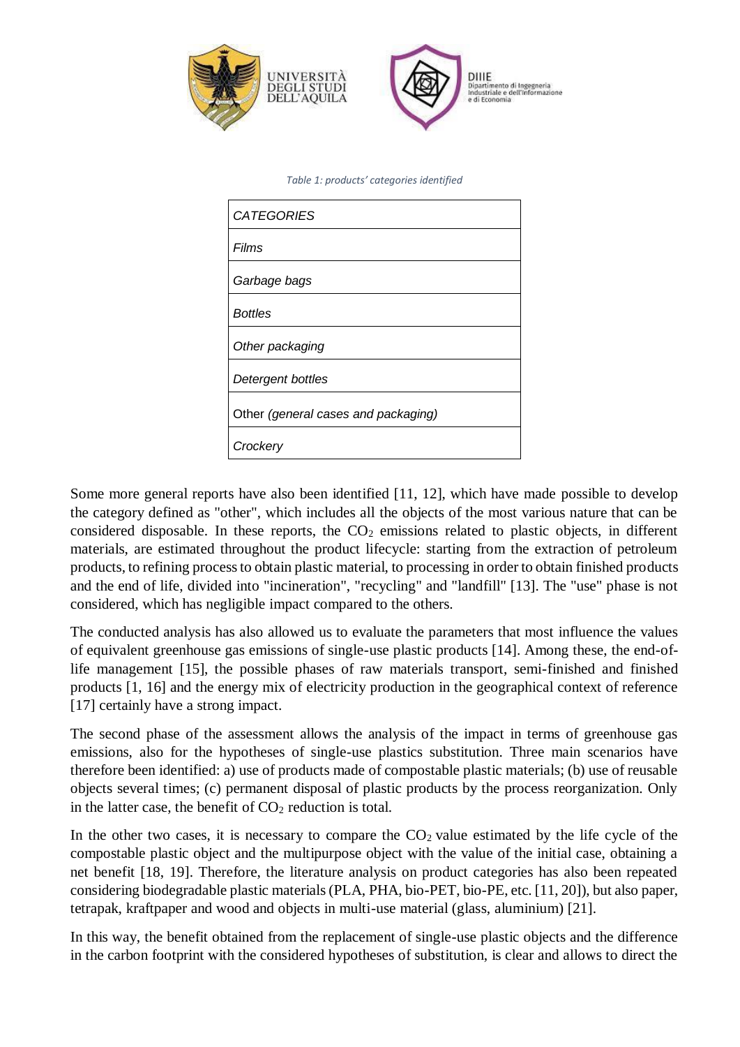*Table 1: products' categories identified*

| CATEGORIES |
| --- |
| *Films* |
| *Garbage bags* |
| *Bottles* |
| *Other packaging* |
| *Detergent bottles* |
| Other *(general cases and packaging)* |
| *Crockery* |

Some more general reports have also been identified [11, 12], which have made possible to develop the category defined as "other", which includes all the objects of the most various nature that can be considered disposable. In these reports, the $CO_2$ emissions related to plastic objects, in different materials, are estimated throughout the product lifecycle: starting from the extraction of petroleum products, to refining process to obtain plastic material, to processing in order to obtain finished products and the end of life, divided into "incineration", "recycling" and "landfill" [13]. The "use" phase is not considered, which has negligible impact compared to the others.

The conducted analysis has also allowed us to evaluate the parameters that most influence the values of equivalent greenhouse gas emissions of single-use plastic products [14]. Among these, the end-of-life management [15], the possible phases of raw materials transport, semi-finished and finished products [1, 16] and the energy mix of electricity production in the geographical context of reference [17] certainly have a strong impact.

The second phase of the assessment allows the analysis of the impact in terms of greenhouse gas emissions, also for the hypotheses of single-use plastics substitution. Three main scenarios have therefore been identified: a) use of products made of compostable plastic materials; (b) use of reusable objects several times; (c) permanent disposal of plastic products by the process reorganization. Only in the latter case, the benefit of $CO_2$ reduction is total.

In the other two cases, it is necessary to compare the $CO_2$ value estimated by the life cycle of the compostable plastic object and the multipurpose object with the value of the initial case, obtaining a net benefit [18, 19]. Therefore, the literature analysis on product categories has also been repeated considering biodegradable plastic materials (PLA, PHA, bio-PET, bio-PE, etc. [11, 20]), but also paper, tetrapak, kraftpaper and wood and objects in multi-use material (glass, aluminium) [21].

In this way, the benefit obtained from the replacement of single-use plastic objects and the difference in the carbon footprint with the considered hypotheses of substitution, is clear and allows to direct the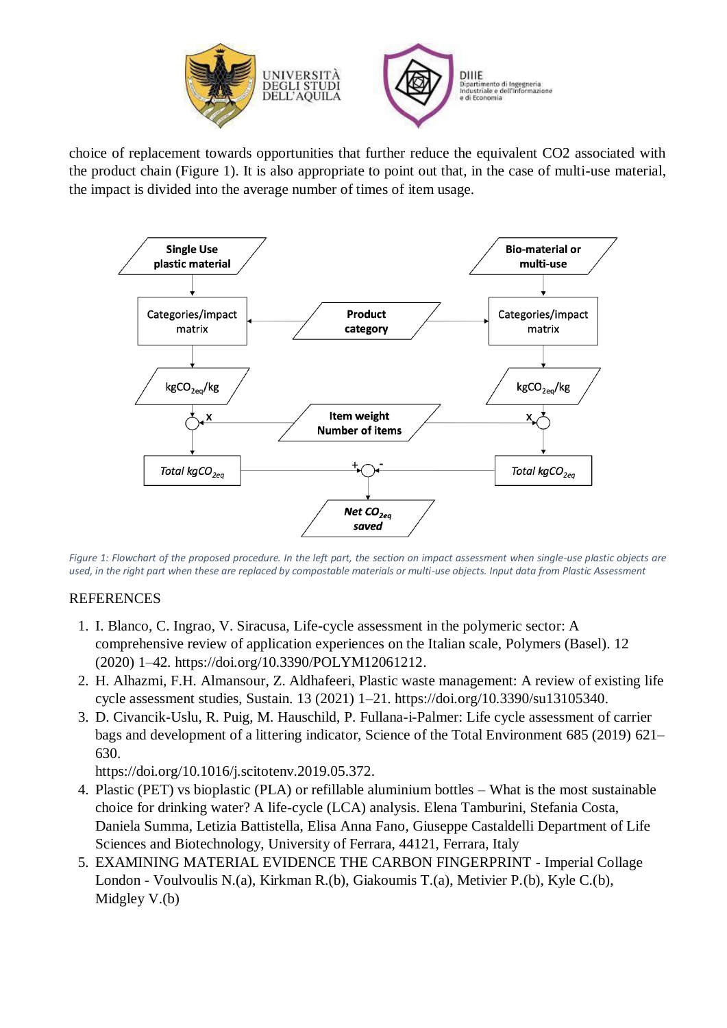choice of replacement towards opportunities that further reduce the equivalent CO2 associated with the product chain (Figure 1). It is also appropriate to point out that, in the case of multi-use material, the impact is divided into the average number of times of item usage.

Single Use plastic material

Bio-material or multi-use

Categories/impact matrix

Product category

Categories/impact matrix

$kgCO_{2eq}/kg$

$kgCO_{2eq}/kg$

x

Item weight
Number of items

x

*Total $kgCO_{2eq}$*

+

-

*Total $kgCO_{2eq}$*

***Net $CO_{2eq}$ saved***

*Figure 1: Flowchart of the proposed procedure. In the left part, the section on impact assessment when single-use plastic objects are used, in the right part when these are replaced by compostable materials or multi-use objects. Input data from Plastic Assessment*

REFERENCES

1. I. Blanco, C. Ingrao, V. Siracusa, Life-cycle assessment in the polymeric sector: A comprehensive review of application experiences on the Italian scale, Polymers (Basel). 12 (2020) 1–42. https://doi.org/10.3390/POLYM12061212.
2. H. Alhazmi, F.H. Almansour, Z. Aldhafeeri, Plastic waste management: A review of existing life cycle assessment studies, Sustain. 13 (2021) 1–21. https://doi.org/10.3390/su13105340.
3. D. Civancik-Uslu, R. Puig, M. Hauschild, P. Fullana-i-Palmer: Life cycle assessment of carrier bags and development of a littering indicator, Science of the Total Environment 685 (2019) 621–630.
   https://doi.org/10.1016/j.scitotenv.2019.05.372.
4. Plastic (PET) vs bioplastic (PLA) or refillable aluminium bottles – What is the most sustainable choice for drinking water? A life-cycle (LCA) analysis. Elena Tamburini, Stefania Costa, Daniela Summa, Letizia Battistella, Elisa Anna Fano, Giuseppe Castaldelli Department of Life Sciences and Biotechnology, University of Ferrara, 44121, Ferrara, Italy
5. EXAMINING MATERIAL EVIDENCE THE CARBON FINGERPRINT - Imperial Collage London - Voulvoulis N.(a), Kirkman R.(b), Giakoumis T.(a), Metivier P.(b), Kyle C.(b), Midgley V.(b)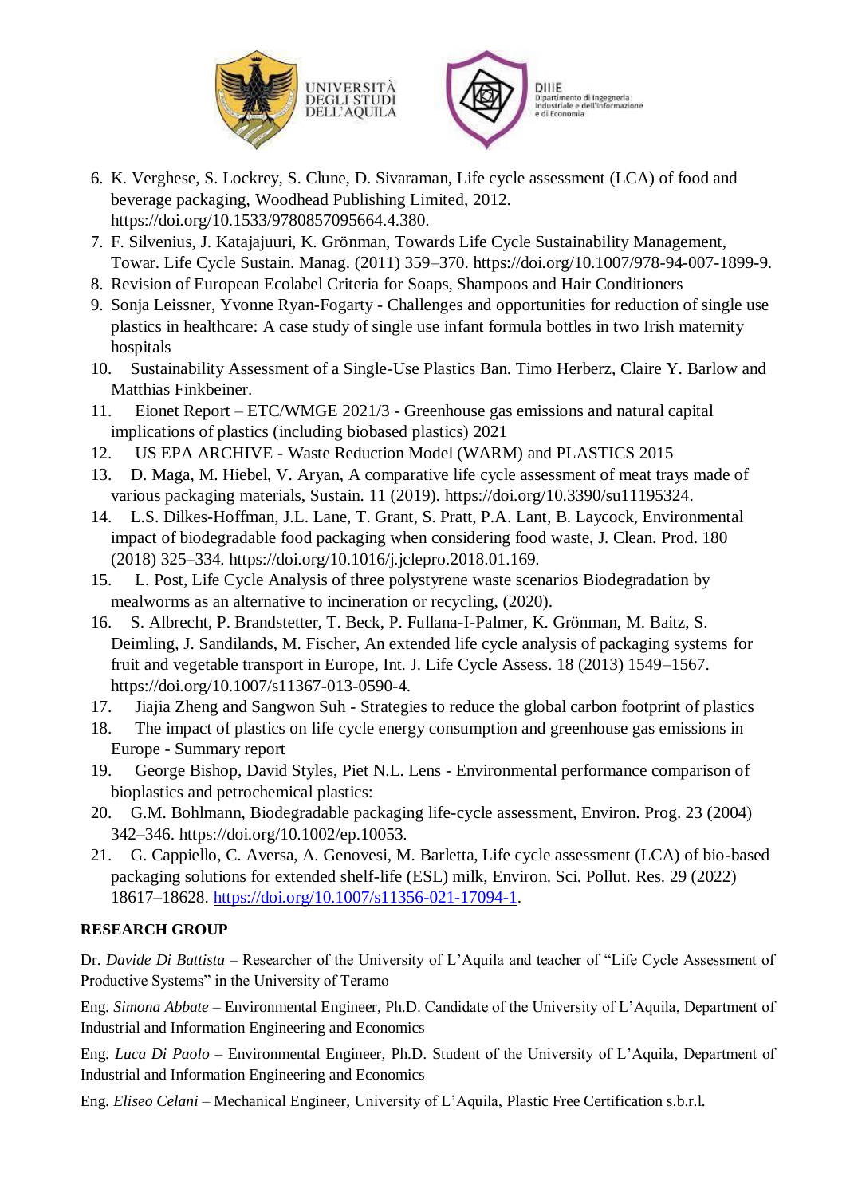6. K. Verghese, S. Lockrey, S. Clune, D. Sivaraman, Life cycle assessment (LCA) of food and beverage packaging, Woodhead Publishing Limited, 2012. https://doi.org/10.1533/9780857095664.4.380.
7. F. Silvenius, J. Katajajuuri, K. Grönman, Towards Life Cycle Sustainability Management, Towar. Life Cycle Sustain. Manag. (2011) 359–370. https://doi.org/10.1007/978-94-007-1899-9.
8. Revision of European Ecolabel Criteria for Soaps, Shampoos and Hair Conditioners
9. Sonja Leissner, Yvonne Ryan-Fogarty - Challenges and opportunities for reduction of single use plastics in healthcare: A case study of single use infant formula bottles in two Irish maternity hospitals
10. Sustainability Assessment of a Single-Use Plastics Ban. Timo Herberz, Claire Y. Barlow and Matthias Finkbeiner.
11. Eionet Report – ETC/WMGE 2021/3 - Greenhouse gas emissions and natural capital implications of plastics (including biobased plastics) 2021
12. US EPA ARCHIVE - Waste Reduction Model (WARM) and PLASTICS 2015
13. D. Maga, M. Hiebel, V. Aryan, A comparative life cycle assessment of meat trays made of various packaging materials, Sustain. 11 (2019). https://doi.org/10.3390/su11195324.
14. L.S. Dilkes-Hoffman, J.L. Lane, T. Grant, S. Pratt, P.A. Lant, B. Laycock, Environmental impact of biodegradable food packaging when considering food waste, J. Clean. Prod. 180 (2018) 325–334. https://doi.org/10.1016/j.jclepro.2018.01.169.
15. L. Post, Life Cycle Analysis of three polystyrene waste scenarios Biodegradation by mealworms as an alternative to incineration or recycling, (2020).
16. S. Albrecht, P. Brandstetter, T. Beck, P. Fullana-I-Palmer, K. Grönman, M. Baitz, S. Deimling, J. Sandilands, M. Fischer, An extended life cycle analysis of packaging systems for fruit and vegetable transport in Europe, Int. J. Life Cycle Assess. 18 (2013) 1549–1567. https://doi.org/10.1007/s11367-013-0590-4.
17. Jiajia Zheng and Sangwon Suh - Strategies to reduce the global carbon footprint of plastics
18. The impact of plastics on life cycle energy consumption and greenhouse gas emissions in Europe - Summary report
19. George Bishop, David Styles, Piet N.L. Lens - Environmental performance comparison of bioplastics and petrochemical plastics:
20. G.M. Bohlmann, Biodegradable packaging life-cycle assessment, Environ. Prog. 23 (2004) 342–346. https://doi.org/10.1002/ep.10053.
21. G. Cappiello, C. Aversa, A. Genovesi, M. Barletta, Life cycle assessment (LCA) of bio-based packaging solutions for extended shelf-life (ESL) milk, Environ. Sci. Pollut. Res. 29 (2022) 18617–18628. [https://doi.org/10.1007/s11356-021-17094-1](https://doi.org/10.1007/s11356-021-17094-1).

**RESEARCH GROUP**

Dr. *Davide Di Battista* – Researcher of the University of L'Aquila and teacher of "Life Cycle Assessment of Productive Systems" in the University of Teramo

Eng. *Simona Abbate* – Environmental Engineer, Ph.D. Candidate of the University of L'Aquila, Department of Industrial and Information Engineering and Economics

Eng. *Luca Di Paolo* – Environmental Engineer, Ph.D. Student of the University of L'Aquila, Department of Industrial and Information Engineering and Economics

Eng. *Eliseo Celani* – Mechanical Engineer, University of L'Aquila, Plastic Free Certification s.b.r.l.